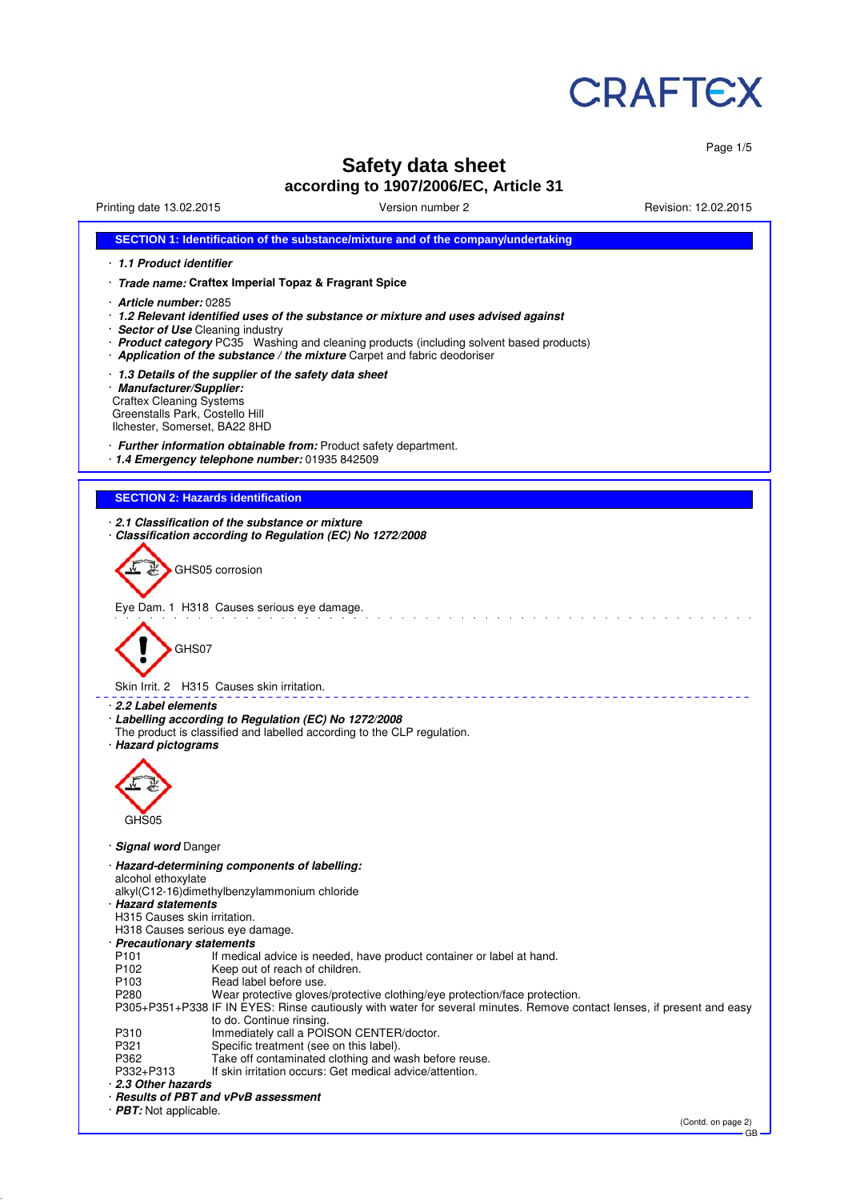# Safety data sheet

## according to 1907/2006/EC, Article 31

Printing date 13.02.2015 | Version number 2 | Revision: 12.02.2015

## SECTION 1: Identification of the substance/mixture and of the company/undertaking

· ***1.1 Product identifier***

· ***Trade name:*** **Craftex Imperial Topaz & Fragrant Spice**

· ***Article number:*** 0285

· ***1.2 Relevant identified uses of the substance or mixture and uses advised against***

· ***Sector of Use*** Cleaning industry

· ***Product category*** PC35 Washing and cleaning products (including solvent based products)

· ***Application of the substance / the mixture*** Carpet and fabric deodoriser

· ***1.3 Details of the supplier of the safety data sheet***

· ***Manufacturer/Supplier:***
Craftex Cleaning Systems
Greenstalls Park, Costello Hill
Ilchester, Somerset, BA22 8HD

· ***Further information obtainable from:*** Product safety department.

· ***1.4 Emergency telephone number:*** 01935 842509

## SECTION 2: Hazards identification

· ***2.1 Classification of the substance or mixture***

· ***Classification according to Regulation (EC) No 1272/2008***

GHS05 corrosion

Eye Dam. 1 H318 Causes serious eye damage.

GHS07

Skin Irrit. 2 H315 Causes skin irritation.

· ***2.2 Label elements***

· ***Labelling according to Regulation (EC) No 1272/2008***
The product is classified and labelled according to the CLP regulation.

· ***Hazard pictograms***

GHS05

· ***Signal word*** Danger

· ***Hazard-determining components of labelling:***
alcohol ethoxylate
alkyl(C12-16)dimethylbenzylammonium chloride

· ***Hazard statements***
H315 Causes skin irritation.
H318 Causes serious eye damage.

· ***Precautionary statements***

| | |
|---|---|
| P101 | If medical advice is needed, have product container or label at hand. |
| P102 | Keep out of reach of children. |
| P103 | Read label before use. |
| P280 | Wear protective gloves/protective clothing/eye protection/face protection. |
| P305+P351+P338 | IF IN EYES: Rinse cautiously with water for several minutes. Remove contact lenses, if present and easy to do. Continue rinsing. |
| P310 | Immediately call a POISON CENTER/doctor. |
| P321 | Specific treatment (see on this label). |
| P362 | Take off contaminated clothing and wash before reuse. |
| P332+P313 | If skin irritation occurs: Get medical advice/attention. |

· ***2.3 Other hazards***

· ***Results of PBT and vPvB assessment***

· ***PBT:*** Not applicable.

(Contd. on page 2)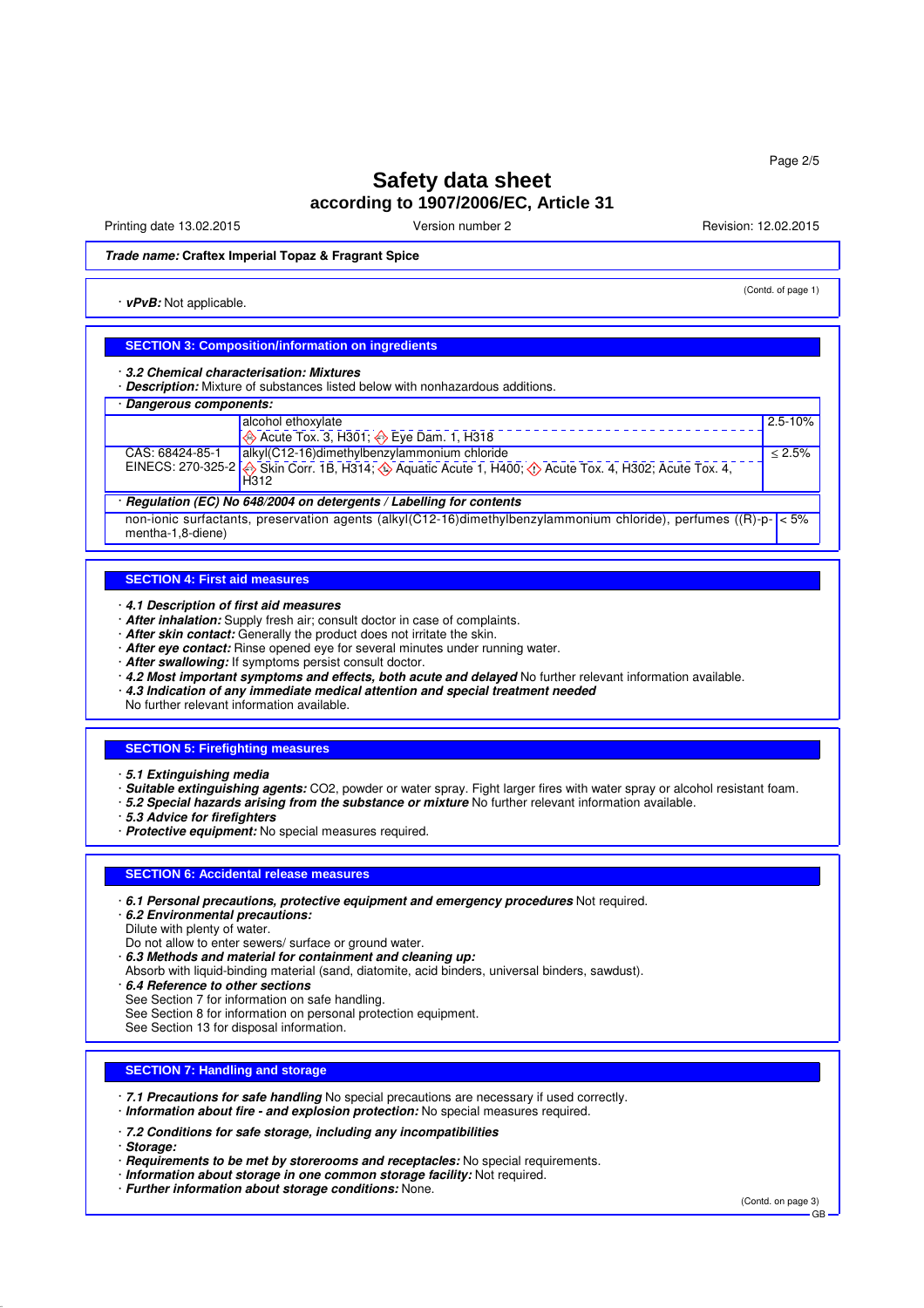# Safety data sheet
## according to 1907/2006/EC, Article 31

Printing date 13.02.2015 | Version number 2 | Revision: 12.02.2015

**Trade name: Craftex Imperial Topaz & Fragrant Spice**

(Contd. of page 1)

· ***vPvB:*** Not applicable.

### SECTION 3: Composition/information on ingredients

· ***3.2 Chemical characterisation: Mixtures***
· ***Description:*** Mixture of substances listed below with nonhazardous additions.

| · ***Dangerous components:*** | | |
|---|---|---|
| | alcohol ethoxylate<br>Acute Tox. 3, H301; Eye Dam. 1, H318 | 2.5-10% |
| CAS: 68424-85-1<br>EINECS: 270-325-2 | alkyl(C12-16)dimethylbenzylammonium chloride<br>Skin Corr. 1B, H314; Aquatic Acute 1, H400; Acute Tox. 4, H302; Acute Tox. 4, H312 | ≤ 2.5% |

| · ***Regulation (EC) No 648/2004 on detergents / Labelling for contents*** | |
|---|---|
| non-ionic surfactants, preservation agents (alkyl(C12-16)dimethylbenzylammonium chloride), perfumes ((R)-p-mentha-1,8-diene) | < 5% |

### SECTION 4: First aid measures

· ***4.1 Description of first aid measures***
· ***After inhalation:*** Supply fresh air; consult doctor in case of complaints.
· ***After skin contact:*** Generally the product does not irritate the skin.
· ***After eye contact:*** Rinse opened eye for several minutes under running water.
· ***After swallowing:*** If symptoms persist consult doctor.
· ***4.2 Most important symptoms and effects, both acute and delayed*** No further relevant information available.
· ***4.3 Indication of any immediate medical attention and special treatment needed***
No further relevant information available.

### SECTION 5: Firefighting measures

· ***5.1 Extinguishing media***
· ***Suitable extinguishing agents:*** $CO_2$, powder or water spray. Fight larger fires with water spray or alcohol resistant foam.
· ***5.2 Special hazards arising from the substance or mixture*** No further relevant information available.
· ***5.3 Advice for firefighters***
· ***Protective equipment:*** No special measures required.

### SECTION 6: Accidental release measures

· ***6.1 Personal precautions, protective equipment and emergency procedures*** Not required.
· ***6.2 Environmental precautions:***
Dilute with plenty of water.
Do not allow to enter sewers/ surface or ground water.
· ***6.3 Methods and material for containment and cleaning up:***
Absorb with liquid-binding material (sand, diatomite, acid binders, universal binders, sawdust).
· ***6.4 Reference to other sections***
See Section 7 for information on safe handling.
See Section 8 for information on personal protection equipment.
See Section 13 for disposal information.

### SECTION 7: Handling and storage

· ***7.1 Precautions for safe handling*** No special precautions are necessary if used correctly.
· ***Information about fire - and explosion protection:*** No special measures required.

· ***7.2 Conditions for safe storage, including any incompatibilities***
· ***Storage:***
· ***Requirements to be met by storerooms and receptacles:*** No special requirements.
· ***Information about storage in one common storage facility:*** Not required.
· ***Further information about storage conditions:*** None.

(Contd. on page 3)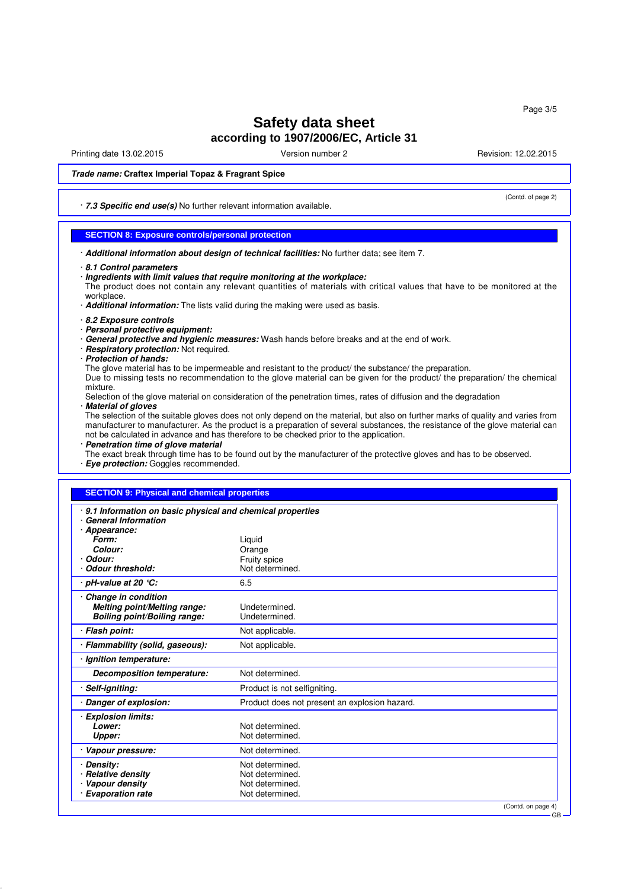# Safety data sheet

## according to 1907/2006/EC, Article 31

Printing date 13.02.2015 | Version number 2 | Revision: 12.02.2015

**Trade name: Craftex Imperial Topaz & Fragrant Spice**

(Contd. of page 2)

· ***7.3 Specific end use(s)*** No further relevant information available.

## SECTION 8: Exposure controls/personal protection

· ***Additional information about design of technical facilities:*** No further data; see item 7.

· ***8.1 Control parameters***
· ***Ingredients with limit values that require monitoring at the workplace:***
The product does not contain any relevant quantities of materials with critical values that have to be monitored at the workplace.
· ***Additional information:*** The lists valid during the making were used as basis.

· ***8.2 Exposure controls***
· ***Personal protective equipment:***
· ***General protective and hygienic measures:*** Wash hands before breaks and at the end of work.
· ***Respiratory protection:*** Not required.
· ***Protection of hands:***
The glove material has to be impermeable and resistant to the product/ the substance/ the preparation.
Due to missing tests no recommendation to the glove material can be given for the product/ the preparation/ the chemical mixture.
Selection of the glove material on consideration of the penetration times, rates of diffusion and the degradation
· ***Material of gloves***
The selection of the suitable gloves does not only depend on the material, but also on further marks of quality and varies from manufacturer to manufacturer. As the product is a preparation of several substances, the resistance of the glove material can not be calculated in advance and has therefore to be checked prior to the application.
· ***Penetration time of glove material***
The exact break through time has to be found out by the manufacturer of the protective gloves and has to be observed.
· ***Eye protection:*** Goggles recommended.

## SECTION 9: Physical and chemical properties

· ***9.1 Information on basic physical and chemical properties***
· ***General Information***

| Property | Value |
|---|---|
| · ***Appearance:*** | |
| ***Form:*** | Liquid |
| ***Colour:*** | Orange |
| · ***Odour:*** | Fruity spice |
| · ***Odour threshold:*** | Not determined. |
| · ***pH-value at 20 °C:*** | 6.5 |
| · ***Change in condition*** | |
| ***Melting point/Melting range:*** | Undetermined. |
| ***Boiling point/Boiling range:*** | Undetermined. |
| · ***Flash point:*** | Not applicable. |
| · ***Flammability (solid, gaseous):*** | Not applicable. |
| · ***Ignition temperature:*** | |
| ***Decomposition temperature:*** | Not determined. |
| · ***Self-igniting:*** | Product is not selfigniting. |
| · ***Danger of explosion:*** | Product does not present an explosion hazard. |
| · ***Explosion limits:*** | |
| ***Lower:*** | Not determined. |
| ***Upper:*** | Not determined. |
| · ***Vapour pressure:*** | Not determined. |
| · ***Density:*** | Not determined. |
| · ***Relative density*** | Not determined. |
| · ***Vapour density*** | Not determined. |
| · ***Evaporation rate*** | Not determined. |

(Contd. on page 4)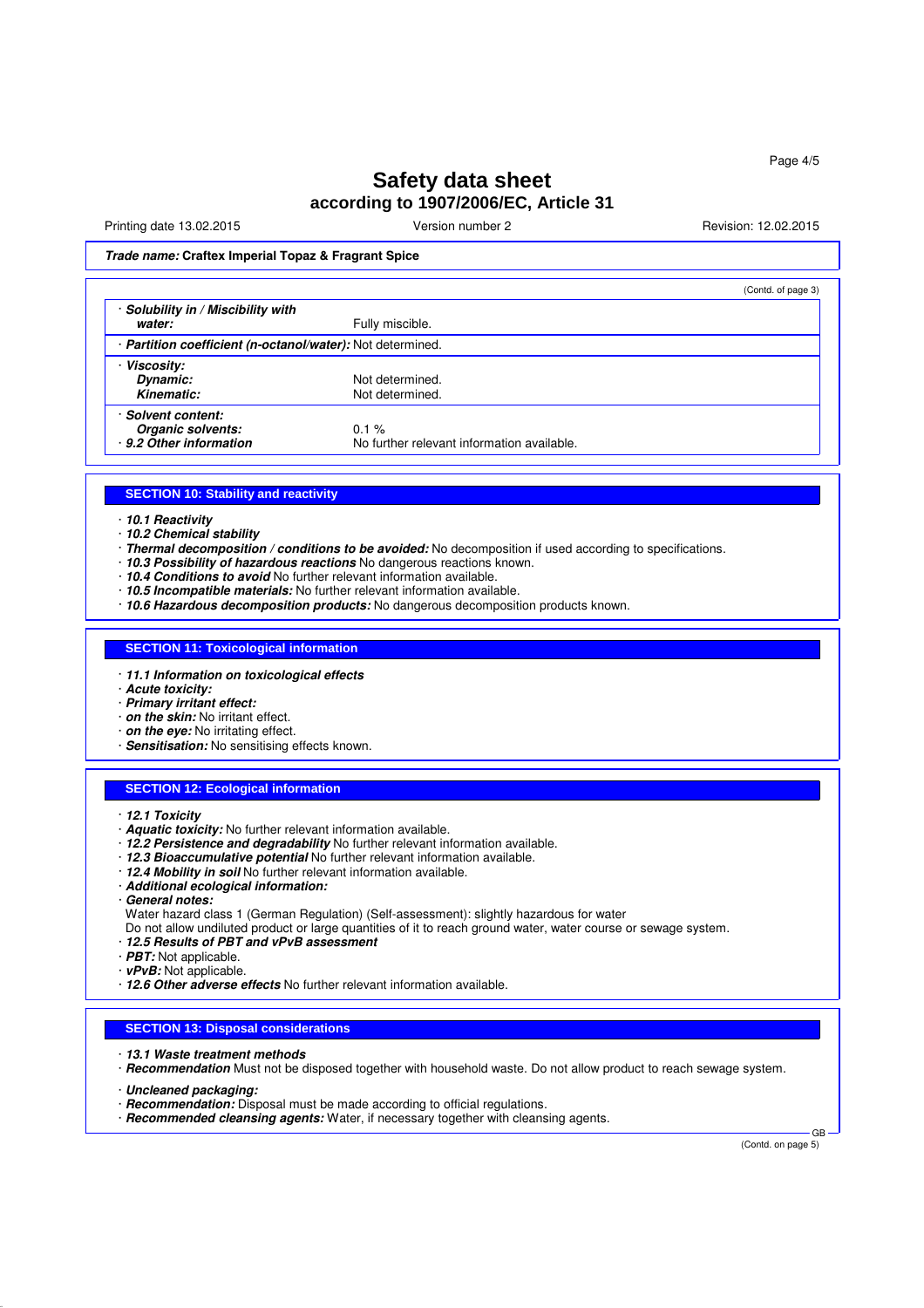**Safety data sheet**
**according to 1907/2006/EC, Article 31**

Printing date 13.02.2015 | Version number 2 | Revision: 12.02.2015

***Trade name:*** **Craftex Imperial Topaz & Fragrant Spice**

(Contd. of page 3)

· ***Solubility in / Miscibility with water:*** Fully miscible.

· ***Partition coefficient (n-octanol/water):*** Not determined.

· ***Viscosity:***
***Dynamic:*** Not determined.
***Kinematic:*** Not determined.

· ***Solvent content:***
***Organic solvents:*** 0.1 %

· ***9.2 Other information*** No further relevant information available.

## SECTION 10: Stability and reactivity

· ***10.1 Reactivity***
· ***10.2 Chemical stability***
· ***Thermal decomposition / conditions to be avoided:*** No decomposition if used according to specifications.
· ***10.3 Possibility of hazardous reactions*** No dangerous reactions known.
· ***10.4 Conditions to avoid*** No further relevant information available.
· ***10.5 Incompatible materials:*** No further relevant information available.
· ***10.6 Hazardous decomposition products:*** No dangerous decomposition products known.

## SECTION 11: Toxicological information

· ***11.1 Information on toxicological effects***
· ***Acute toxicity:***
· ***Primary irritant effect:***
· ***on the skin:*** No irritant effect.
· ***on the eye:*** No irritating effect.
· ***Sensitisation:*** No sensitising effects known.

## SECTION 12: Ecological information

· ***12.1 Toxicity***
· ***Aquatic toxicity:*** No further relevant information available.
· ***12.2 Persistence and degradability*** No further relevant information available.
· ***12.3 Bioaccumulative potential*** No further relevant information available.
· ***12.4 Mobility in soil*** No further relevant information available.
· ***Additional ecological information:***
· ***General notes:***
Water hazard class 1 (German Regulation) (Self-assessment): slightly hazardous for water
Do not allow undiluted product or large quantities of it to reach ground water, water course or sewage system.
· ***12.5 Results of PBT and vPvB assessment***
· ***PBT:*** Not applicable.
· ***vPvB:*** Not applicable.
· ***12.6 Other adverse effects*** No further relevant information available.

## SECTION 13: Disposal considerations

· ***13.1 Waste treatment methods***
· ***Recommendation*** Must not be disposed together with household waste. Do not allow product to reach sewage system.

· ***Uncleaned packaging:***
· ***Recommendation:*** Disposal must be made according to official regulations.
· ***Recommended cleansing agents:*** Water, if necessary together with cleansing agents.

(Contd. on page 5)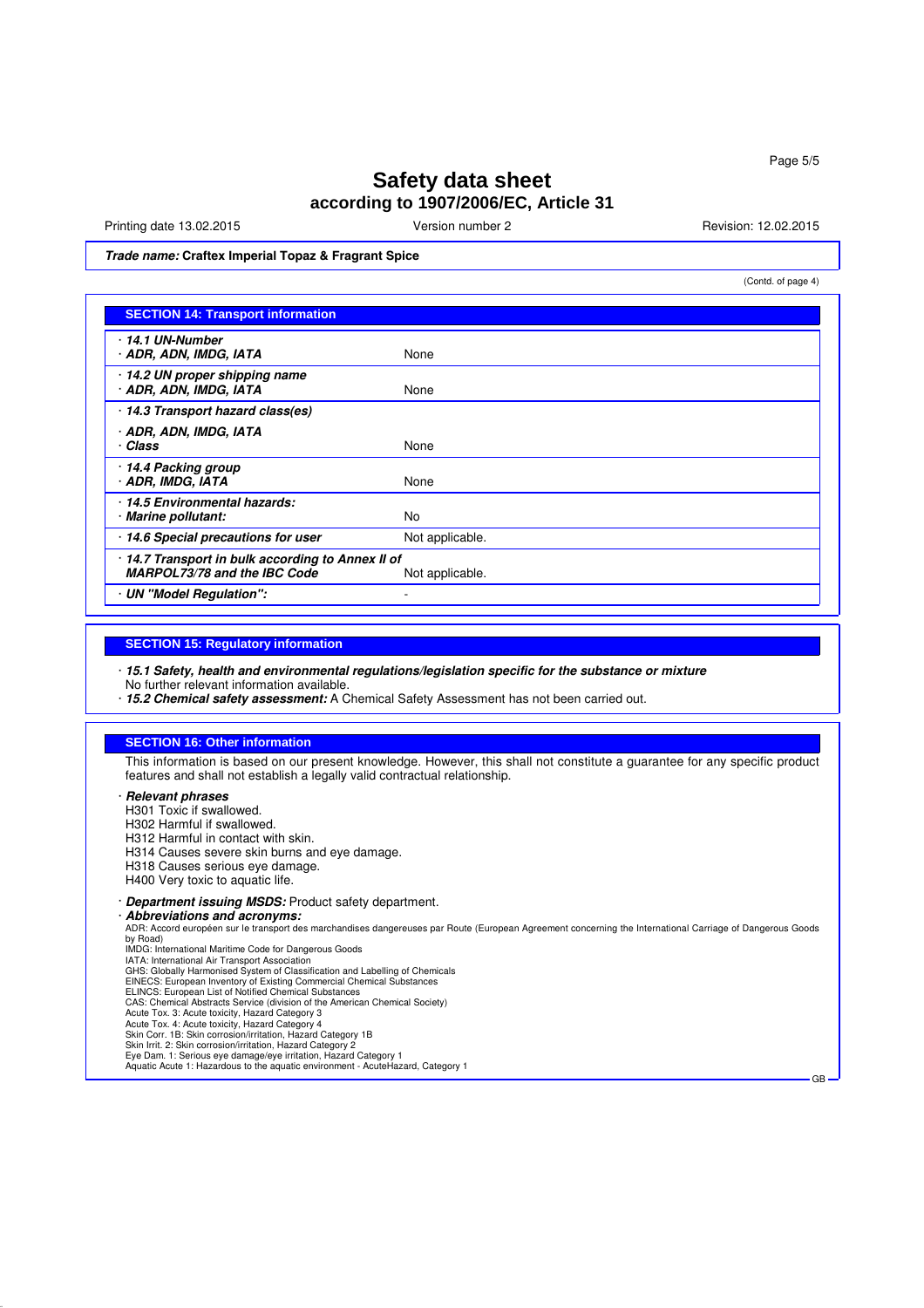# Safety data sheet
## according to 1907/2006/EC, Article 31

Printing date 13.02.2015 | Version number 2 | Revision: 12.02.2015

***Trade name:*** **Craftex Imperial Topaz & Fragrant Spice**

(Contd. of page 4)

## SECTION 14: Transport information

| | |
|---|---|
| · ***14.1 UN-Number***<br>· ***ADR, ADN, IMDG, IATA*** | None |
| · ***14.2 UN proper shipping name***<br>· ***ADR, ADN, IMDG, IATA*** | None |
| · ***14.3 Transport hazard class(es)*** | |
| · ***ADR, ADN, IMDG, IATA***<br>· ***Class*** | None |
| · ***14.4 Packing group***<br>· ***ADR, IMDG, IATA*** | None |
| · ***14.5 Environmental hazards:***<br>· ***Marine pollutant:*** | No |
| · ***14.6 Special precautions for user*** | Not applicable. |
| · ***14.7 Transport in bulk according to Annex II of MARPOL73/78 and the IBC Code*** | Not applicable. |
| · ***UN "Model Regulation":*** | - |

## SECTION 15: Regulatory information

· ***15.1 Safety, health and environmental regulations/legislation specific for the substance or mixture***
No further relevant information available.
· ***15.2 Chemical safety assessment:*** A Chemical Safety Assessment has not been carried out.

## SECTION 16: Other information

This information is based on our present knowledge. However, this shall not constitute a guarantee for any specific product features and shall not establish a legally valid contractual relationship.

· ***Relevant phrases***
H301 Toxic if swallowed.
H302 Harmful if swallowed.
H312 Harmful in contact with skin.
H314 Causes severe skin burns and eye damage.
H318 Causes serious eye damage.
H400 Very toxic to aquatic life.

· ***Department issuing MSDS:*** Product safety department.
· ***Abbreviations and acronyms:***
ADR: Accord européen sur le transport des marchandises dangereuses par Route (European Agreement concerning the International Carriage of Dangerous Goods by Road)
IMDG: International Maritime Code for Dangerous Goods
IATA: International Air Transport Association
GHS: Globally Harmonised System of Classification and Labelling of Chemicals
EINECS: European Inventory of Existing Commercial Chemical Substances
ELINCS: European List of Notified Chemical Substances
CAS: Chemical Abstracts Service (division of the American Chemical Society)
Acute Tox. 3: Acute toxicity, Hazard Category 3
Acute Tox. 4: Acute toxicity, Hazard Category 4
Skin Corr. 1B: Skin corrosion/irritation, Hazard Category 1B
Skin Irrit. 2: Skin corrosion/irritation, Hazard Category 2
Eye Dam. 1: Serious eye damage/eye irritation, Hazard Category 1
Aquatic Acute 1: Hazardous to the aquatic environment - AcuteHazard, Category 1